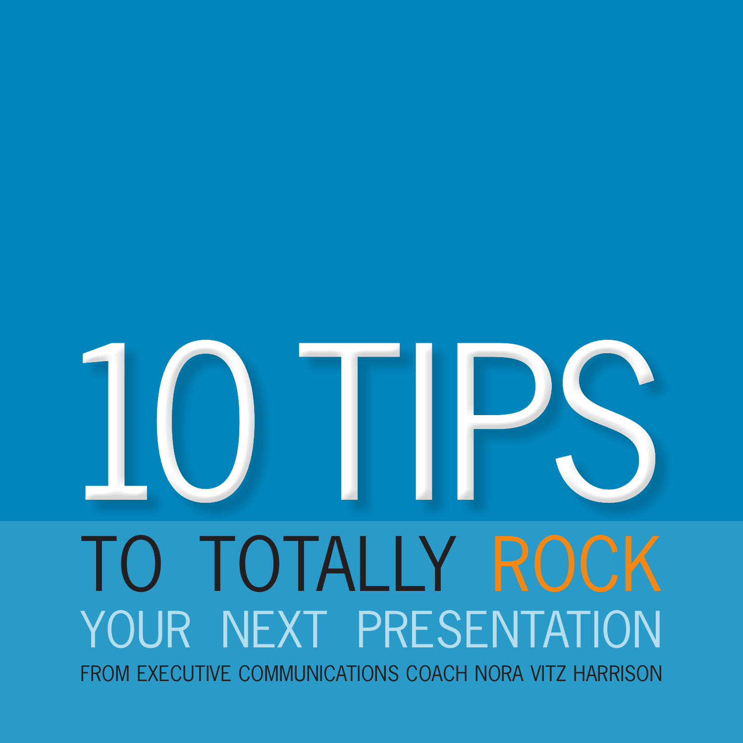# 10 TIPS

## TO TOTALLY ROCK YOUR NEXT PRESENTATION

FROM EXECUTIVE COMMUNICATIONS COACH NORA VITZ HARRISON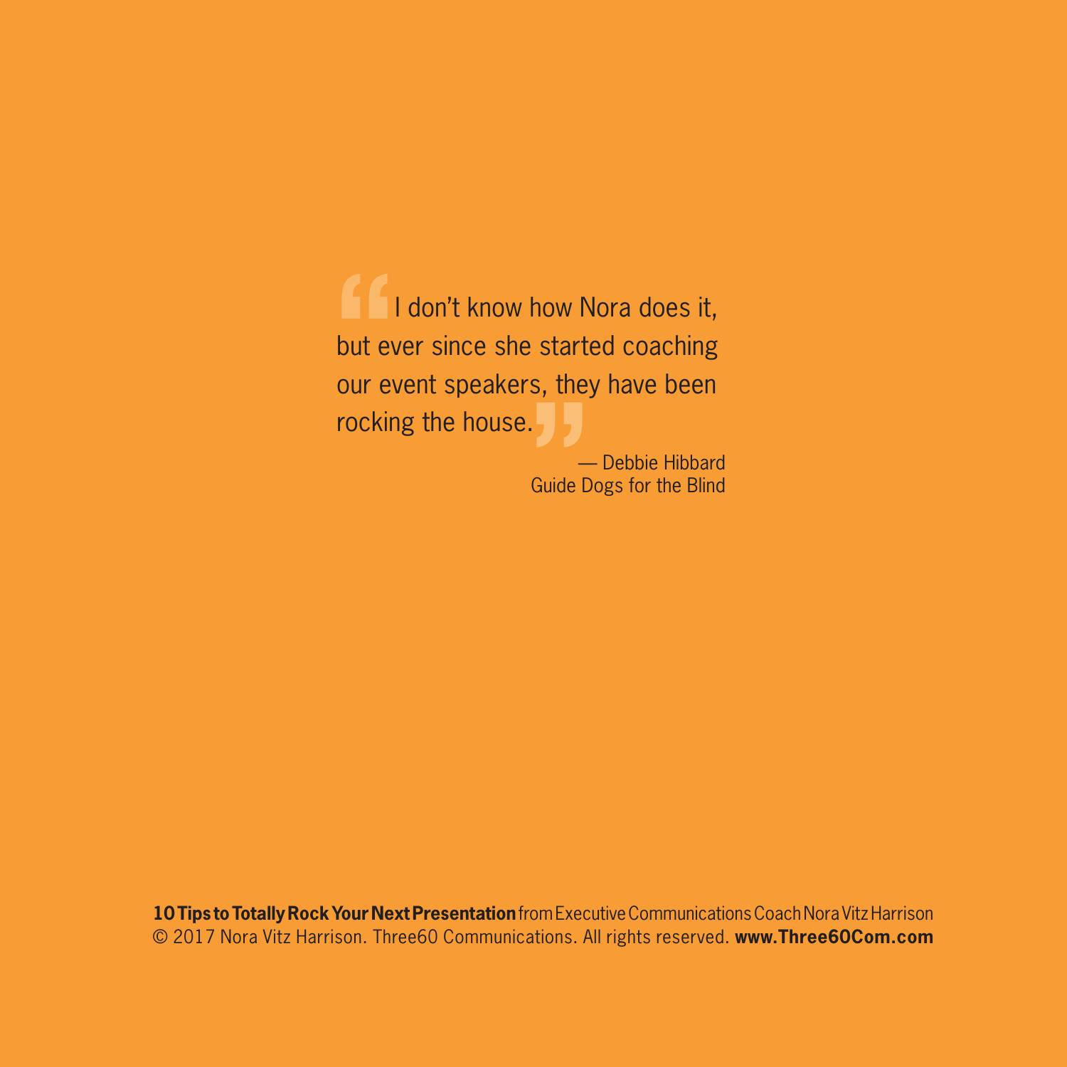> "I don't know how Nora does it, but ever since she started coaching our event speakers, they have been rocking the house."
>
> — Debbie Hibbard
> Guide Dogs for the Blind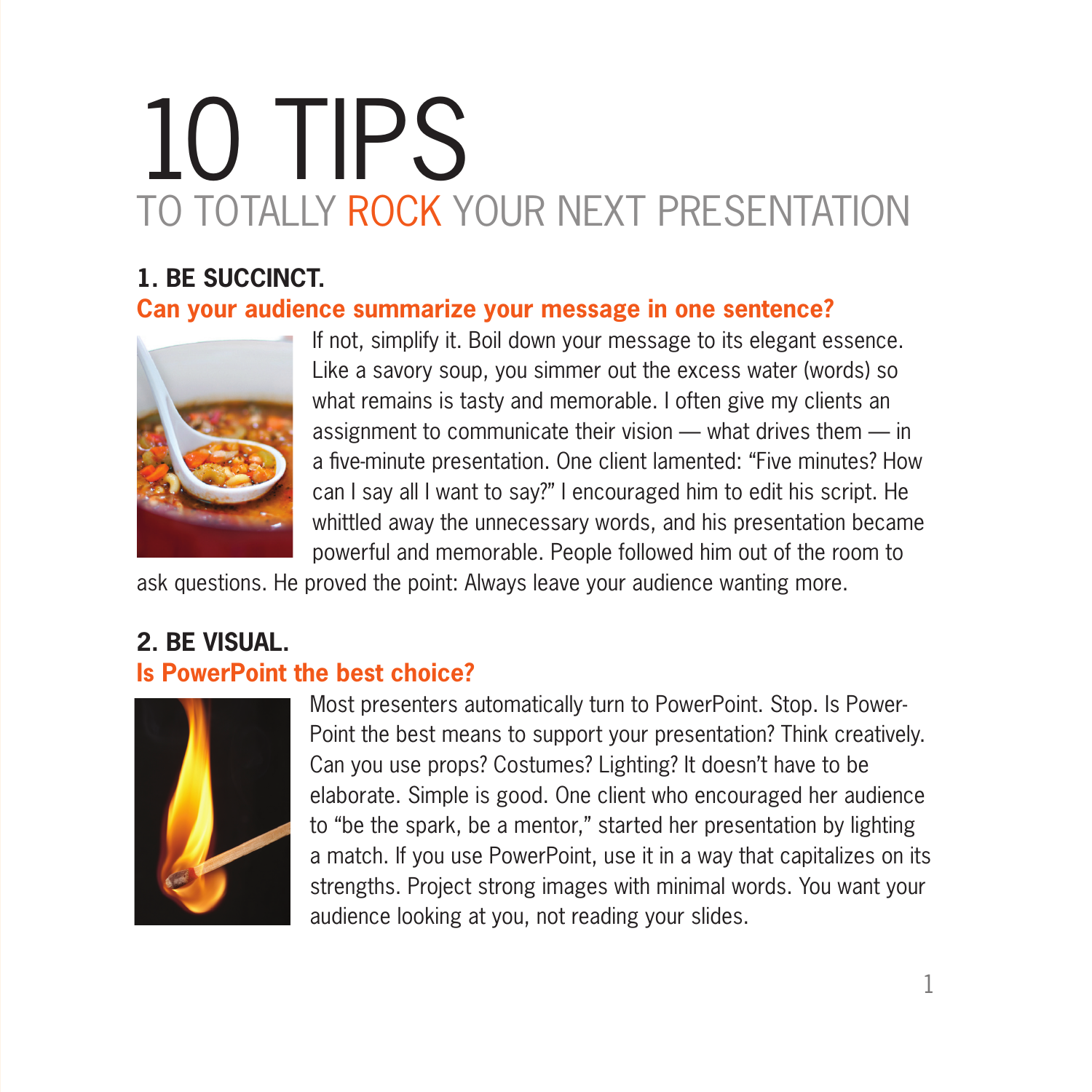# 10 TIPS

## TO TOTALLY ROCK YOUR NEXT PRESENTATION

### 1. BE SUCCINCT.

**Can your audience summarize your message in one sentence?**

If not, simplify it. Boil down your message to its elegant essence. Like a savory soup, you simmer out the excess water (words) so what remains is tasty and memorable. I often give my clients an assignment to communicate their vision — what drives them — in a five-minute presentation. One client lamented: "Five minutes? How can I say all I want to say?" I encouraged him to edit his script. He whittled away the unnecessary words, and his presentation became powerful and memorable. People followed him out of the room to ask questions. He proved the point: Always leave your audience wanting more.

### 2. BE VISUAL.

**Is PowerPoint the best choice?**

Most presenters automatically turn to PowerPoint. Stop. Is PowerPoint the best means to support your presentation? Think creatively. Can you use props? Costumes? Lighting? It doesn't have to be elaborate. Simple is good. One client who encouraged her audience to "be the spark, be a mentor," started her presentation by lighting a match. If you use PowerPoint, use it in a way that capitalizes on its strengths. Project strong images with minimal words. You want your audience looking at you, not reading your slides.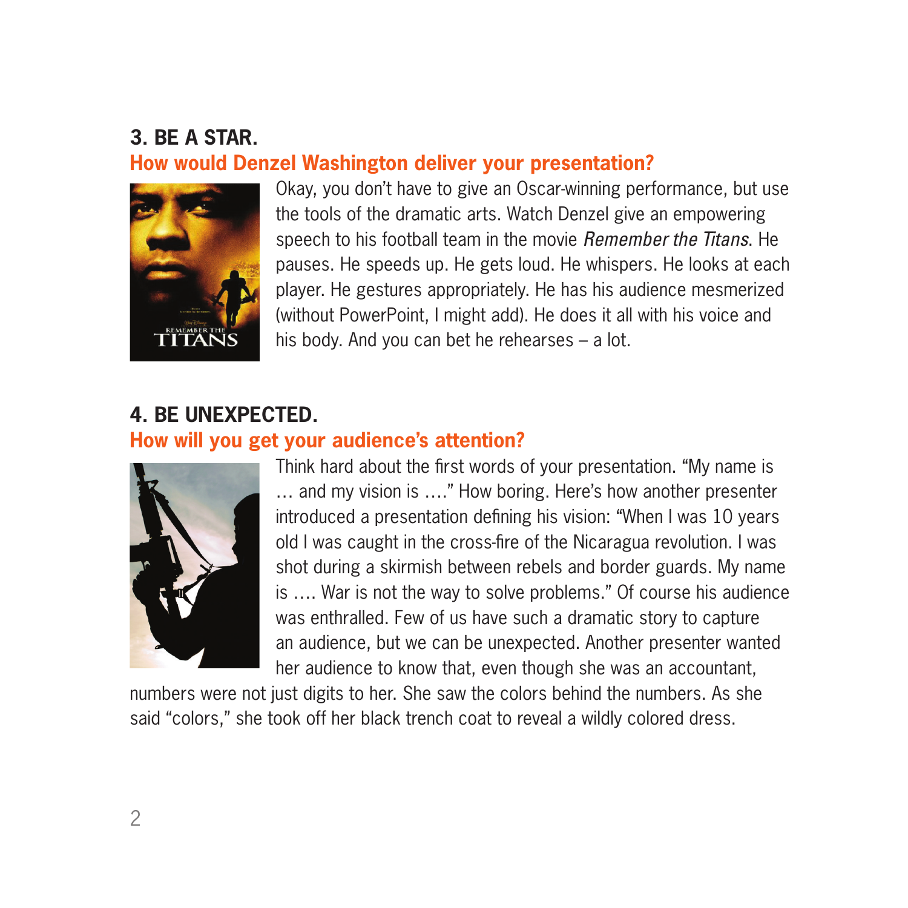## 3. BE A STAR.

### How would Denzel Washington deliver your presentation?

Okay, you don't have to give an Oscar-winning performance, but use the tools of the dramatic arts. Watch Denzel give an empowering speech to his football team in the movie *Remember the Titans*. He pauses. He speeds up. He gets loud. He whispers. He looks at each player. He gestures appropriately. He has his audience mesmerized (without PowerPoint, I might add). He does it all with his voice and his body. And you can bet he rehearses – a lot.

## 4. BE UNEXPECTED.

### How will you get your audience's attention?

Think hard about the first words of your presentation. "My name is … and my vision is …." How boring. Here's how another presenter introduced a presentation defining his vision: "When I was 10 years old I was caught in the cross-fire of the Nicaragua revolution. I was shot during a skirmish between rebels and border guards. My name is …. War is not the way to solve problems." Of course his audience was enthralled. Few of us have such a dramatic story to capture an audience, but we can be unexpected. Another presenter wanted her audience to know that, even though she was an accountant, numbers were not just digits to her. She saw the colors behind the numbers. As she said "colors," she took off her black trench coat to reveal a wildly colored dress.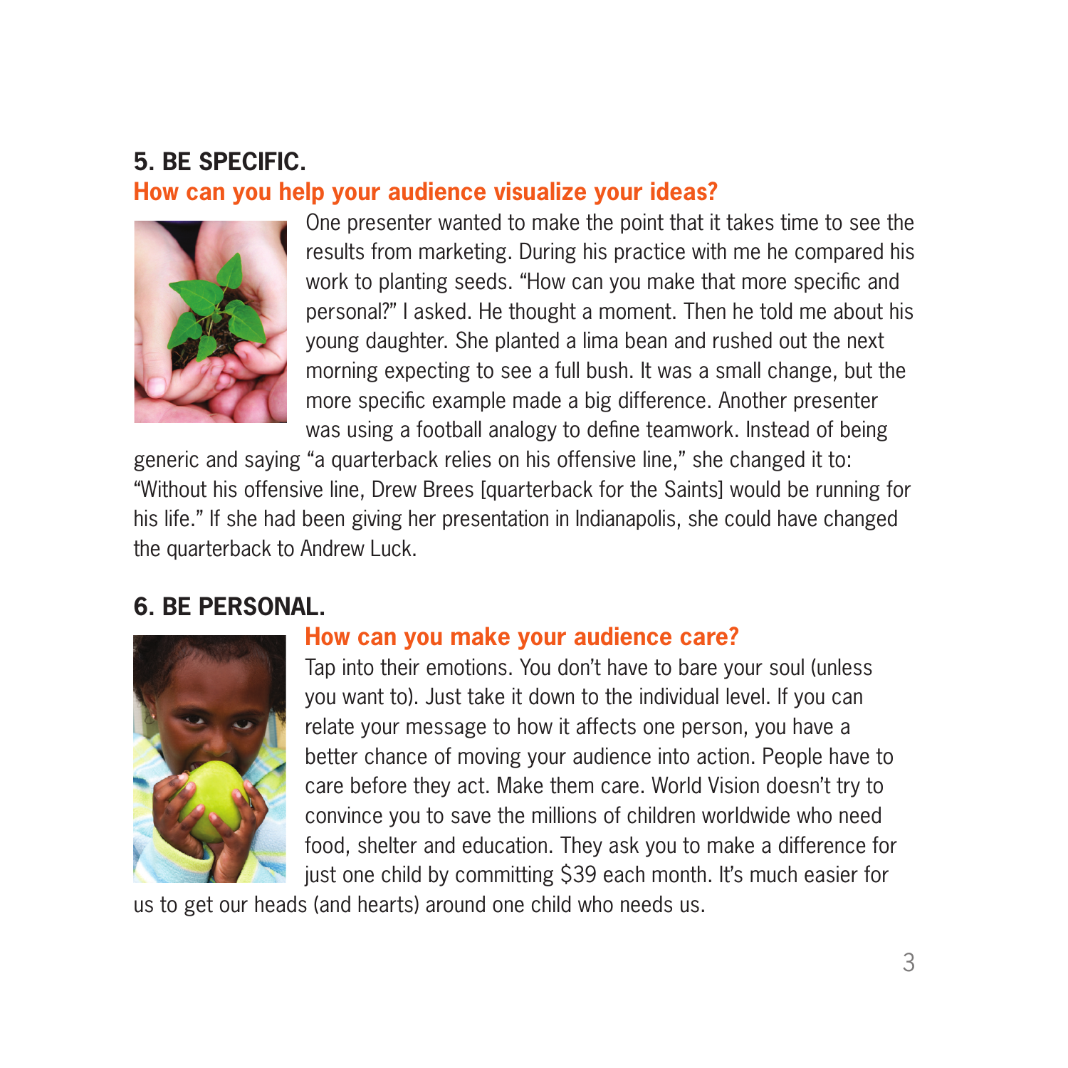## 5. BE SPECIFIC.

### How can you help your audience visualize your ideas?

One presenter wanted to make the point that it takes time to see the results from marketing. During his practice with me he compared his work to planting seeds. "How can you make that more specific and personal?" I asked. He thought a moment. Then he told me about his young daughter. She planted a lima bean and rushed out the next morning expecting to see a full bush. It was a small change, but the more specific example made a big difference. Another presenter was using a football analogy to define teamwork. Instead of being generic and saying "a quarterback relies on his offensive line," she changed it to: "Without his offensive line, Drew Brees [quarterback for the Saints] would be running for his life." If she had been giving her presentation in Indianapolis, she could have changed the quarterback to Andrew Luck.

## 6. BE PERSONAL.

### How can you make your audience care?

Tap into their emotions. You don't have to bare your soul (unless you want to). Just take it down to the individual level. If you can relate your message to how it affects one person, you have a better chance of moving your audience into action. People have to care before they act. Make them care. World Vision doesn't try to convince you to save the millions of children worldwide who need food, shelter and education. They ask you to make a difference for just one child by committing $39 each month. It's much easier for us to get our heads (and hearts) around one child who needs us.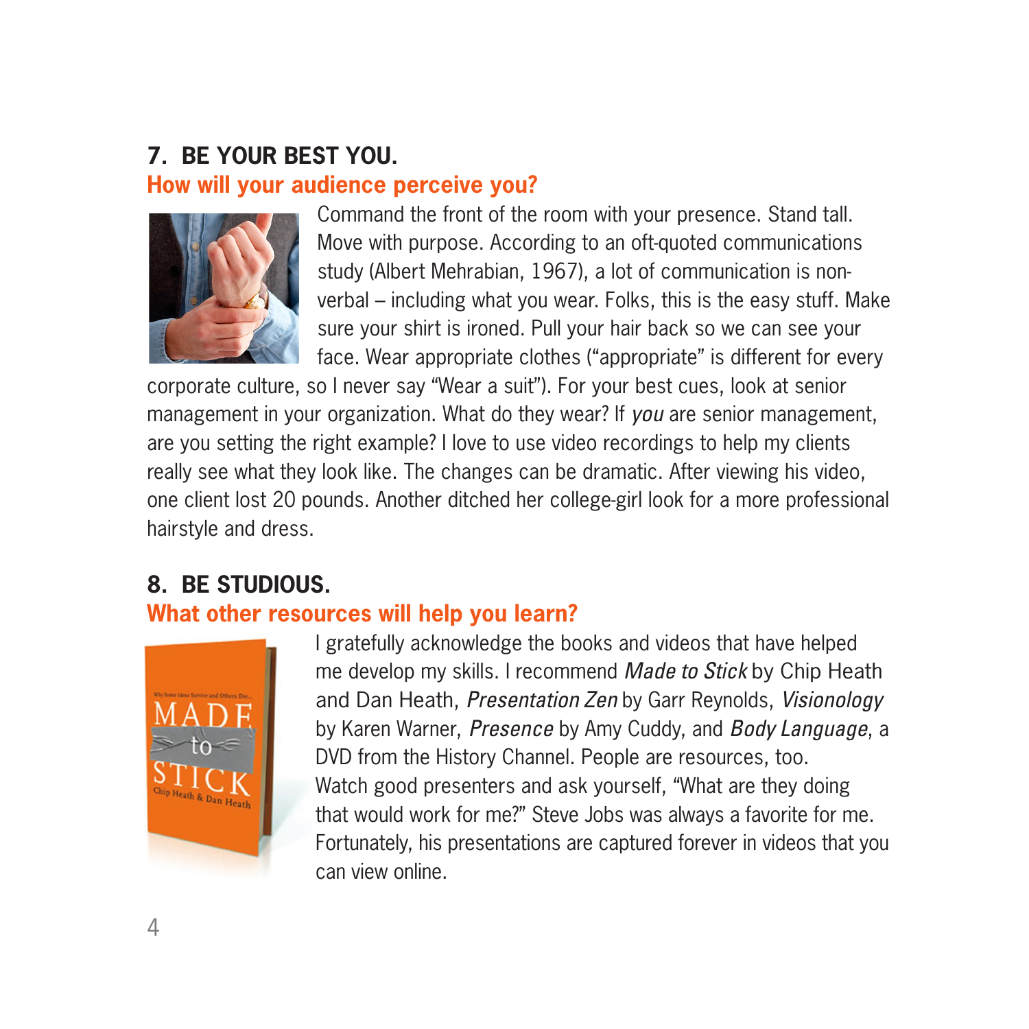## 7. BE YOUR BEST YOU.

### How will your audience perceive you?

Command the front of the room with your presence. Stand tall. Move with purpose. According to an oft-quoted communications study (Albert Mehrabian, 1967), a lot of communication is non-verbal – including what you wear. Folks, this is the easy stuff. Make sure your shirt is ironed. Pull your hair back so we can see your face. Wear appropriate clothes ("appropriate" is different for every corporate culture, so I never say "Wear a suit"). For your best cues, look at senior management in your organization. What do they wear? If *you* are senior management, are you setting the right example? I love to use video recordings to help my clients really see what they look like. The changes can be dramatic. After viewing his video, one client lost 20 pounds. Another ditched her college-girl look for a more professional hairstyle and dress.

## 8. BE STUDIOUS.

### What other resources will help you learn?

I gratefully acknowledge the books and videos that have helped me develop my skills. I recommend *Made to Stick* by Chip Heath and Dan Heath, *Presentation Zen* by Garr Reynolds, *Visionology* by Karen Warner, *Presence* by Amy Cuddy, and *Body Language*, a DVD from the History Channel. People are resources, too. Watch good presenters and ask yourself, "What are they doing that would work for me?" Steve Jobs was always a favorite for me. Fortunately, his presentations are captured forever in videos that you can view online.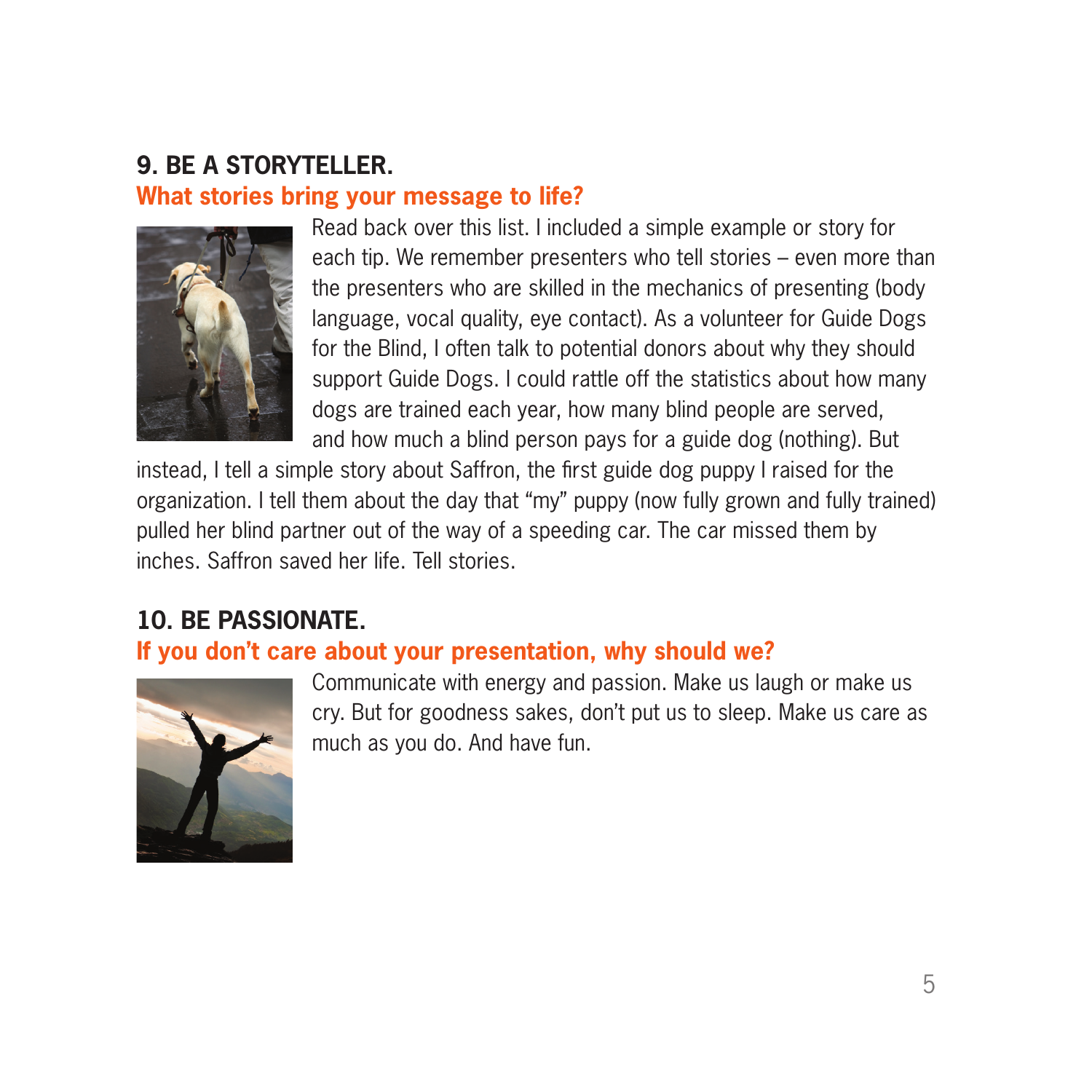## 9. BE A STORYTELLER.

**What stories bring your message to life?**

Read back over this list. I included a simple example or story for each tip. We remember presenters who tell stories – even more than the presenters who are skilled in the mechanics of presenting (body language, vocal quality, eye contact). As a volunteer for Guide Dogs for the Blind, I often talk to potential donors about why they should support Guide Dogs. I could rattle off the statistics about how many dogs are trained each year, how many blind people are served, and how much a blind person pays for a guide dog (nothing). But instead, I tell a simple story about Saffron, the first guide dog puppy I raised for the organization. I tell them about the day that "my" puppy (now fully grown and fully trained) pulled her blind partner out of the way of a speeding car. The car missed them by inches. Saffron saved her life. Tell stories.

## 10. BE PASSIONATE.

**If you don't care about your presentation, why should we?**

Communicate with energy and passion. Make us laugh or make us cry. But for goodness sakes, don't put us to sleep. Make us care as much as you do. And have fun.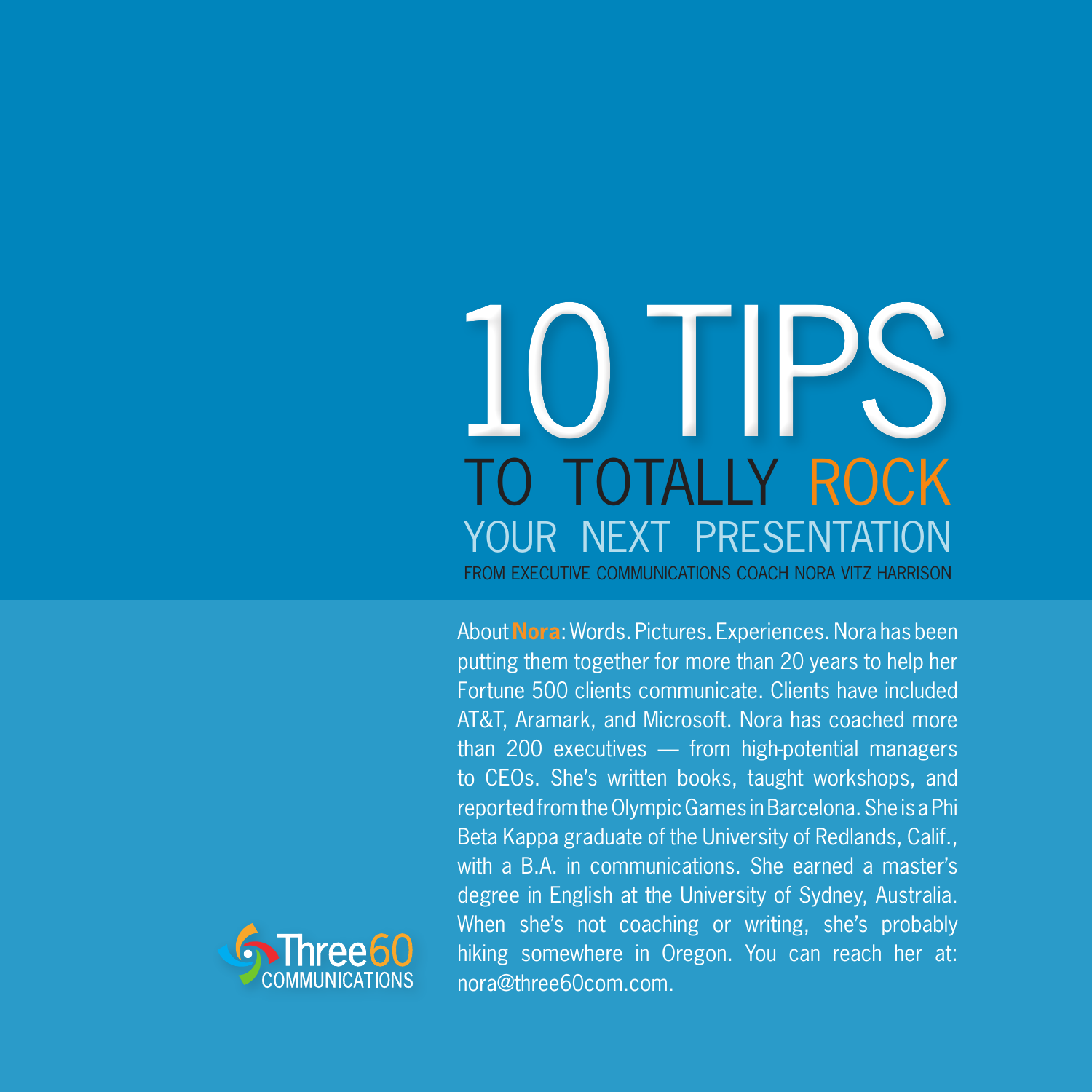# 10 TIPS

## TO TOTALLY ROCK YOUR NEXT PRESENTATION

FROM EXECUTIVE COMMUNICATIONS COACH NORA VITZ HARRISON

About **Nora**: Words. Pictures. Experiences. Nora has been putting them together for more than 20 years to help her Fortune 500 clients communicate. Clients have included AT&T, Aramark, and Microsoft. Nora has coached more than 200 executives — from high-potential managers to CEOs. She's written books, taught workshops, and reported from the Olympic Games in Barcelona. She is a Phi Beta Kappa graduate of the University of Redlands, Calif., with a B.A. in communications. She earned a master's degree in English at the University of Sydney, Australia. When she's not coaching or writing, she's probably hiking somewhere in Oregon. You can reach her at: nora@three60com.com.

Three60 COMMUNICATIONS